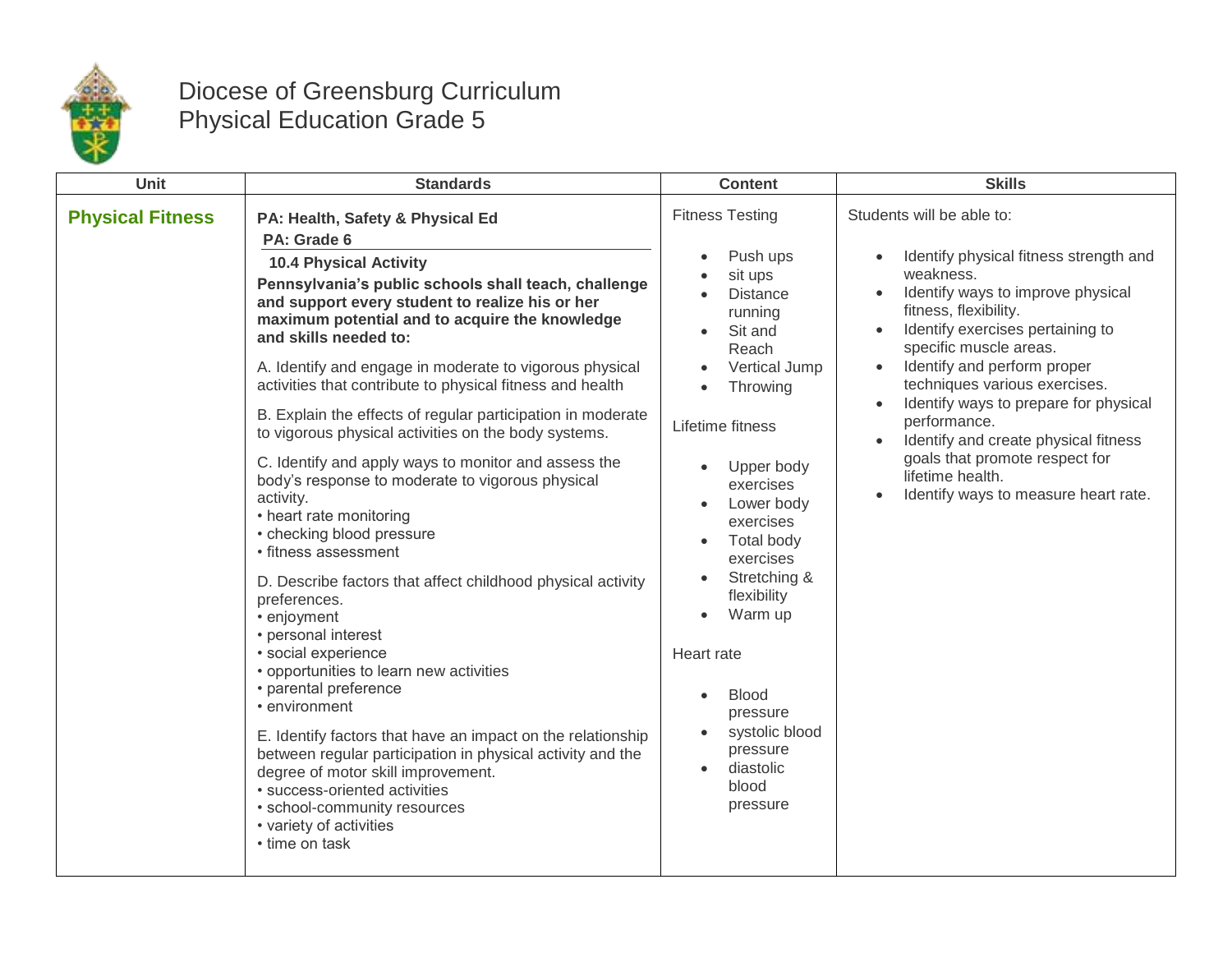# Diocese of Greensburg Curriculum
# Physical Education Grade 5

| Unit | Standards | Content | Skills |
|---|---|---|---|
| **Physical Fitness** | **PA: Health, Safety & Physical Ed**<br>**PA: Grade 6**<br>**10.4 Physical Activity**<br>**Pennsylvania's public schools shall teach, challenge and support every student to realize his or her maximum potential and to acquire the knowledge and skills needed to:**<br><br>A. Identify and engage in moderate to vigorous physical activities that contribute to physical fitness and health<br><br>B. Explain the effects of regular participation in moderate to vigorous physical activities on the body systems.<br><br>C. Identify and apply ways to monitor and assess the body's response to moderate to vigorous physical activity.<br>• heart rate monitoring<br>• checking blood pressure<br>• fitness assessment<br><br>D. Describe factors that affect childhood physical activity preferences.<br>• enjoyment<br>• personal interest<br>• social experience<br>• opportunities to learn new activities<br>• parental preference<br>• environment<br><br>E. Identify factors that have an impact on the relationship between regular participation in physical activity and the degree of motor skill improvement.<br>• success-oriented activities<br>• school-community resources<br>• variety of activities<br>• time on task | Fitness Testing<br><br>• Push ups<br>• sit ups<br>• Distance running<br>• Sit and Reach<br>• Vertical Jump<br>• Throwing<br><br>Lifetime fitness<br><br>• Upper body exercises<br>• Lower body exercises<br>• Total body exercises<br>• Stretching & flexibility<br>• Warm up<br><br>Heart rate<br><br>• Blood pressure<br>• systolic blood pressure<br>• diastolic blood pressure | Students will be able to:<br><br>• Identify physical fitness strength and weakness.<br>• Identify ways to improve physical fitness, flexibility.<br>• Identify exercises pertaining to specific muscle areas.<br>• Identify and perform proper techniques various exercises.<br>• Identify ways to prepare for physical performance.<br>• Identify and create physical fitness goals that promote respect for lifetime health.<br>• Identify ways to measure heart rate. |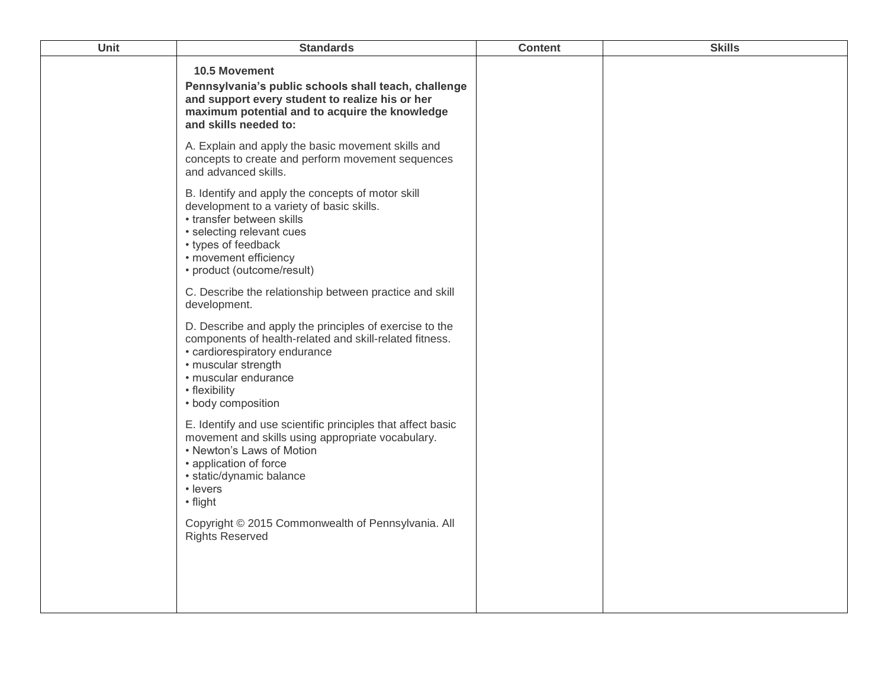| Unit | Standards | Content | Skills |
|---|---|---|---|
| | **10.5 Movement**<br>**Pennsylvania's public schools shall teach, challenge and support every student to realize his or her maximum potential and to acquire the knowledge and skills needed to:**<br><br>A. Explain and apply the basic movement skills and concepts to create and perform movement sequences and advanced skills.<br><br>B. Identify and apply the concepts of motor skill development to a variety of basic skills.<br>• transfer between skills<br>• selecting relevant cues<br>• types of feedback<br>• movement efficiency<br>• product (outcome/result)<br><br>C. Describe the relationship between practice and skill development.<br><br>D. Describe and apply the principles of exercise to the components of health-related and skill-related fitness.<br>• cardiorespiratory endurance<br>• muscular strength<br>• muscular endurance<br>• flexibility<br>• body composition<br><br>E. Identify and use scientific principles that affect basic movement and skills using appropriate vocabulary.<br>• Newton's Laws of Motion<br>• application of force<br>• static/dynamic balance<br>• levers<br>• flight<br><br>Copyright © 2015 Commonwealth of Pennsylvania. All Rights Reserved | | |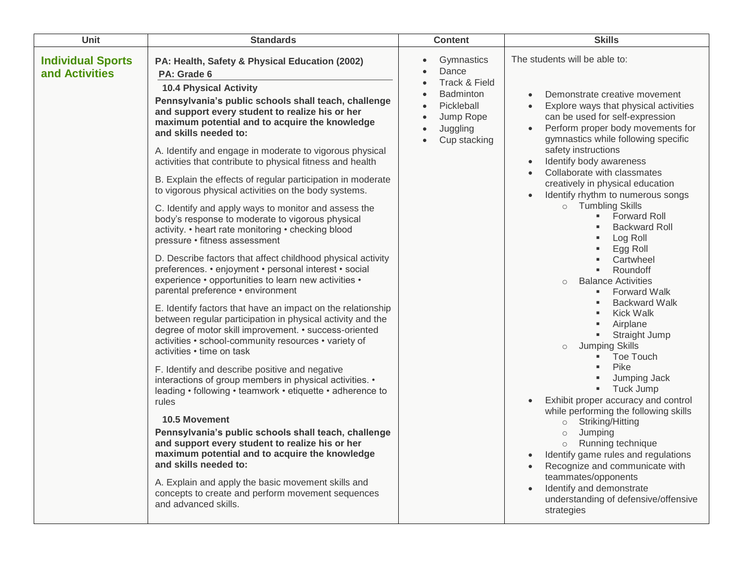| Unit | Standards | Content | Skills |
| --- | --- | --- | --- |
| **Individual Sports and Activities** | **PA: Health, Safety & Physical Education (2002)**<br>**PA: Grade 6**<br>**10.4 Physical Activity**<br>**Pennsylvania's public schools shall teach, challenge and support every student to realize his or her maximum potential and to acquire the knowledge and skills needed to:**<br>A. Identify and engage in moderate to vigorous physical activities that contribute to physical fitness and health<br>B. Explain the effects of regular participation in moderate to vigorous physical activities on the body systems.<br>C. Identify and apply ways to monitor and assess the body's response to moderate to vigorous physical activity. • heart rate monitoring • checking blood pressure • fitness assessment<br>D. Describe factors that affect childhood physical activity preferences. • enjoyment • personal interest • social experience • opportunities to learn new activities • parental preference • environment<br>E. Identify factors that have an impact on the relationship between regular participation in physical activity and the degree of motor skill improvement. • success-oriented activities • school-community resources • variety of activities • time on task<br>F. Identify and describe positive and negative interactions of group members in physical activities. • leading • following • teamwork • etiquette • adherence to rules<br>**10.5 Movement**<br>**Pennsylvania's public schools shall teach, challenge and support every student to realize his or her maximum potential and to acquire the knowledge and skills needed to:**<br>A. Explain and apply the basic movement skills and concepts to create and perform movement sequences and advanced skills. | • Gymnastics<br>• Dance<br>• Track & Field<br>• Badminton<br>• Pickleball<br>• Jump Rope<br>• Juggling<br>• Cup stacking | The students will be able to:<br>• Demonstrate creative movement<br>• Explore ways that physical activities can be used for self-expression<br>• Perform proper body movements for gymnastics while following specific safety instructions<br>• Identify body awareness<br>• Collaborate with classmates creatively in physical education<br>• Identify rhythm to numerous songs<br>○ Tumbling Skills<br>▪ Forward Roll<br>▪ Backward Roll<br>▪ Log Roll<br>▪ Egg Roll<br>▪ Cartwheel<br>▪ Roundoff<br>○ Balance Activities<br>▪ Forward Walk<br>▪ Backward Walk<br>▪ Kick Walk<br>▪ Airplane<br>▪ Straight Jump<br>○ Jumping Skills<br>▪ Toe Touch<br>▪ Pike<br>▪ Jumping Jack<br>▪ Tuck Jump<br>• Exhibit proper accuracy and control while performing the following skills<br>○ Striking/Hitting<br>○ Jumping<br>○ Running technique<br>• Identify game rules and regulations<br>• Recognize and communicate with teammates/opponents<br>• Identify and demonstrate understanding of defensive/offensive strategies |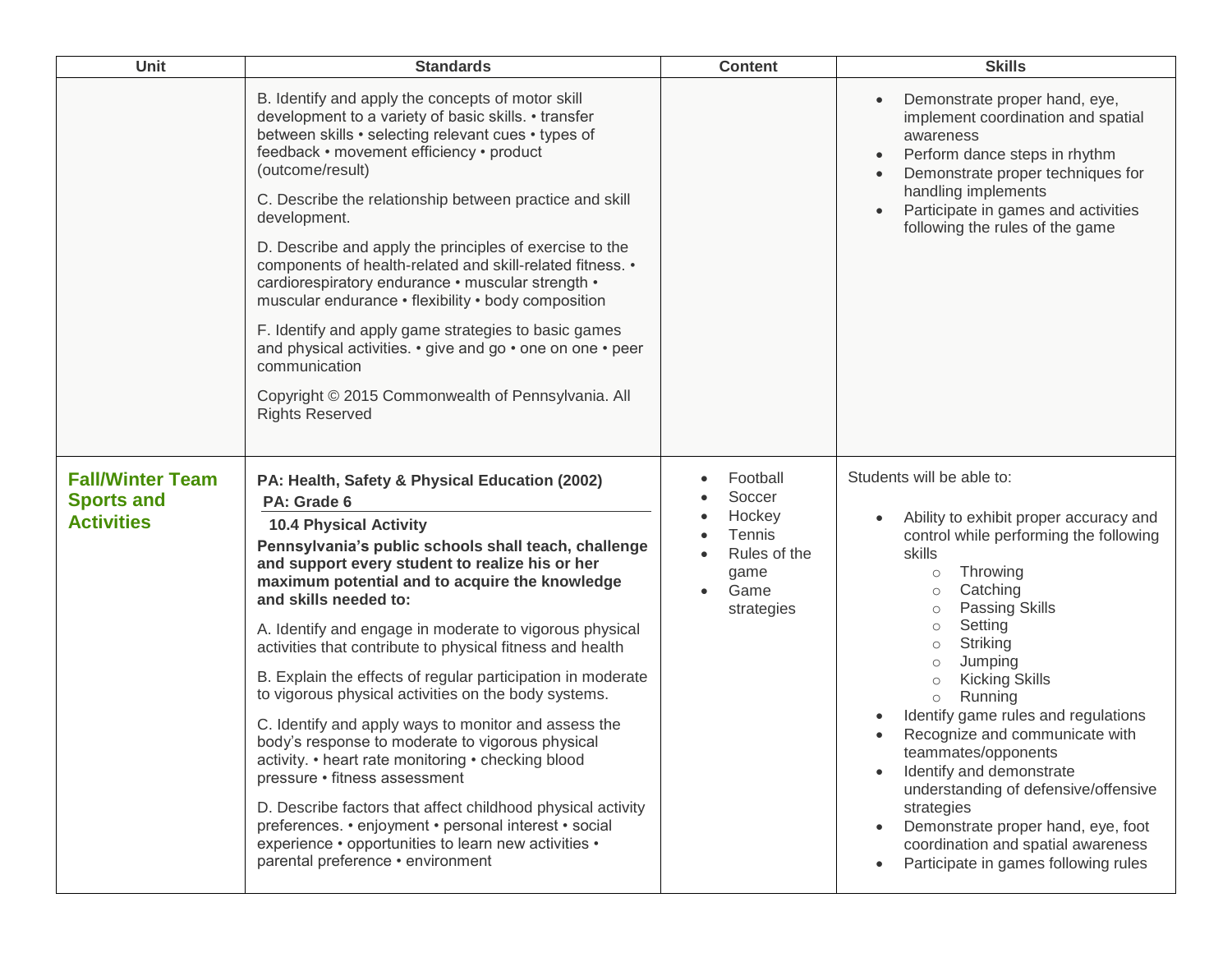| Unit | Standards | Content | Skills |
|---|---|---|---|
| | B. Identify and apply the concepts of motor skill development to a variety of basic skills. • transfer between skills • selecting relevant cues • types of feedback • movement efficiency • product (outcome/result)<br><br>C. Describe the relationship between practice and skill development.<br><br>D. Describe and apply the principles of exercise to the components of health-related and skill-related fitness. • cardiorespiratory endurance • muscular strength • muscular endurance • flexibility • body composition<br><br>F. Identify and apply game strategies to basic games and physical activities. • give and go • one on one • peer communication<br><br>Copyright © 2015 Commonwealth of Pennsylvania. All Rights Reserved | | • Demonstrate proper hand, eye, implement coordination and spatial awareness<br>• Perform dance steps in rhythm<br>• Demonstrate proper techniques for handling implements<br>• Participate in games and activities following the rules of the game |
| **Fall/Winter Team Sports and Activities** | **PA: Health, Safety & Physical Education (2002)**<br>**PA: Grade 6**<br>**10.4 Physical Activity**<br>**Pennsylvania's public schools shall teach, challenge and support every student to realize his or her maximum potential and to acquire the knowledge and skills needed to:**<br><br>A. Identify and engage in moderate to vigorous physical activities that contribute to physical fitness and health<br><br>B. Explain the effects of regular participation in moderate to vigorous physical activities on the body systems.<br><br>C. Identify and apply ways to monitor and assess the body's response to moderate to vigorous physical activity. • heart rate monitoring • checking blood pressure • fitness assessment<br><br>D. Describe factors that affect childhood physical activity preferences. • enjoyment • personal interest • social experience • opportunities to learn new activities • parental preference • environment | • Football<br>• Soccer<br>• Hockey<br>• Tennis<br>• Rules of the game<br>• Game strategies | Students will be able to:<br><br>• Ability to exhibit proper accuracy and control while performing the following skills<br>&nbsp;&nbsp;○ Throwing<br>&nbsp;&nbsp;○ Catching<br>&nbsp;&nbsp;○ Passing Skills<br>&nbsp;&nbsp;○ Setting<br>&nbsp;&nbsp;○ Striking<br>&nbsp;&nbsp;○ Jumping<br>&nbsp;&nbsp;○ Kicking Skills<br>&nbsp;&nbsp;○ Running<br>• Identify game rules and regulations<br>• Recognize and communicate with teammates/opponents<br>• Identify and demonstrate understanding of defensive/offensive strategies<br>• Demonstrate proper hand, eye, foot coordination and spatial awareness<br>• Participate in games following rules |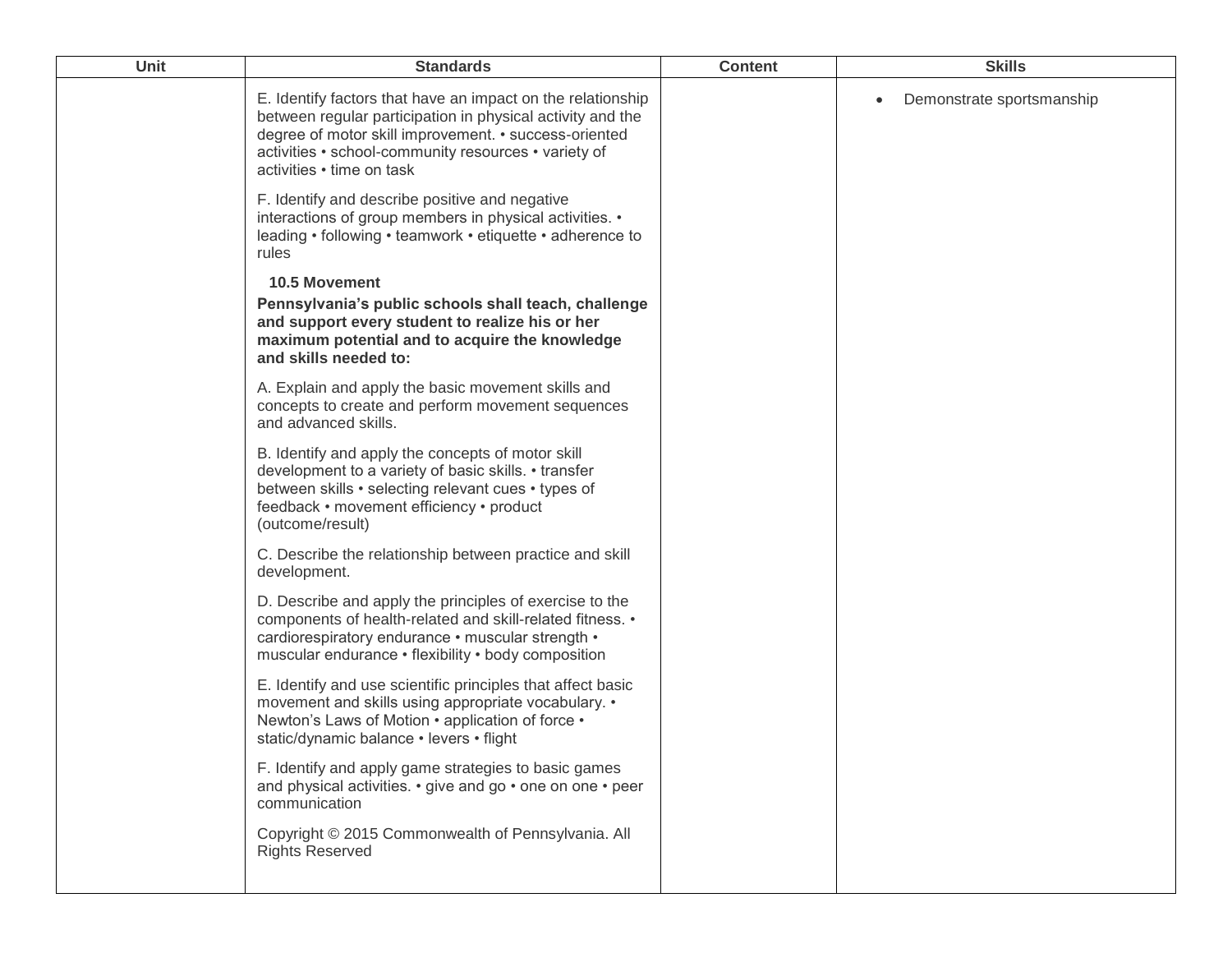| Unit | Standards | Content | Skills |
|---|---|---|---|
| | E. Identify factors that have an impact on the relationship between regular participation in physical activity and the degree of motor skill improvement. • success-oriented activities • school-community resources • variety of activities • time on task<br><br>F. Identify and describe positive and negative interactions of group members in physical activities. • leading • following • teamwork • etiquette • adherence to rules<br><br>**10.5 Movement**<br>**Pennsylvania's public schools shall teach, challenge and support every student to realize his or her maximum potential and to acquire the knowledge and skills needed to:**<br><br>A. Explain and apply the basic movement skills and concepts to create and perform movement sequences and advanced skills.<br><br>B. Identify and apply the concepts of motor skill development to a variety of basic skills. • transfer between skills • selecting relevant cues • types of feedback • movement efficiency • product (outcome/result)<br><br>C. Describe the relationship between practice and skill development.<br><br>D. Describe and apply the principles of exercise to the components of health-related and skill-related fitness. • cardiorespiratory endurance • muscular strength • muscular endurance • flexibility • body composition<br><br>E. Identify and use scientific principles that affect basic movement and skills using appropriate vocabulary. • Newton's Laws of Motion • application of force • static/dynamic balance • levers • flight<br><br>F. Identify and apply game strategies to basic games and physical activities. • give and go • one on one • peer communication<br><br>Copyright © 2015 Commonwealth of Pennsylvania. All Rights Reserved | | • Demonstrate sportsmanship |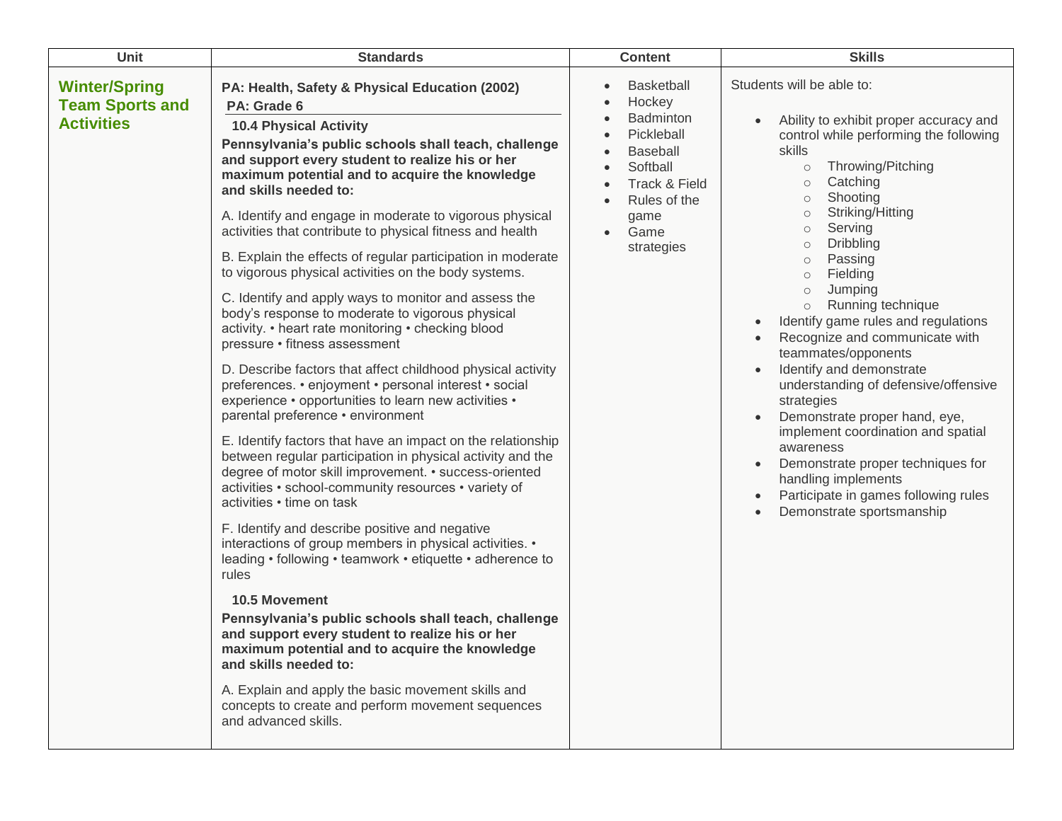| Unit | Standards | Content | Skills |
|---|---|---|---|
| **Winter/Spring Team Sports and Activities** | **PA: Health, Safety & Physical Education (2002)**<br>**PA: Grade 6**<br>**10.4 Physical Activity**<br>**Pennsylvania's public schools shall teach, challenge and support every student to realize his or her maximum potential and to acquire the knowledge and skills needed to:**<br>A. Identify and engage in moderate to vigorous physical activities that contribute to physical fitness and health<br>B. Explain the effects of regular participation in moderate to vigorous physical activities on the body systems.<br>C. Identify and apply ways to monitor and assess the body's response to moderate to vigorous physical activity. • heart rate monitoring • checking blood pressure • fitness assessment<br>D. Describe factors that affect childhood physical activity preferences. • enjoyment • personal interest • social experience • opportunities to learn new activities • parental preference • environment<br>E. Identify factors that have an impact on the relationship between regular participation in physical activity and the degree of motor skill improvement. • success-oriented activities • school-community resources • variety of activities • time on task<br>F. Identify and describe positive and negative interactions of group members in physical activities. • leading • following • teamwork • etiquette • adherence to rules<br>**10.5 Movement**<br>**Pennsylvania's public schools shall teach, challenge and support every student to realize his or her maximum potential and to acquire the knowledge and skills needed to:**<br>A. Explain and apply the basic movement skills and concepts to create and perform movement sequences and advanced skills. | • Basketball<br>• Hockey<br>• Badminton<br>• Pickleball<br>• Baseball<br>• Softball<br>• Track & Field<br>• Rules of the game<br>• Game strategies | Students will be able to:<br>• Ability to exhibit proper accuracy and control while performing the following skills<br>○ Throwing/Pitching<br>○ Catching<br>○ Shooting<br>○ Striking/Hitting<br>○ Serving<br>○ Dribbling<br>○ Passing<br>○ Fielding<br>○ Jumping<br>○ Running technique<br>• Identify game rules and regulations<br>• Recognize and communicate with teammates/opponents<br>• Identify and demonstrate understanding of defensive/offensive strategies<br>• Demonstrate proper hand, eye, implement coordination and spatial awareness<br>• Demonstrate proper techniques for handling implements<br>• Participate in games following rules<br>• Demonstrate sportsmanship |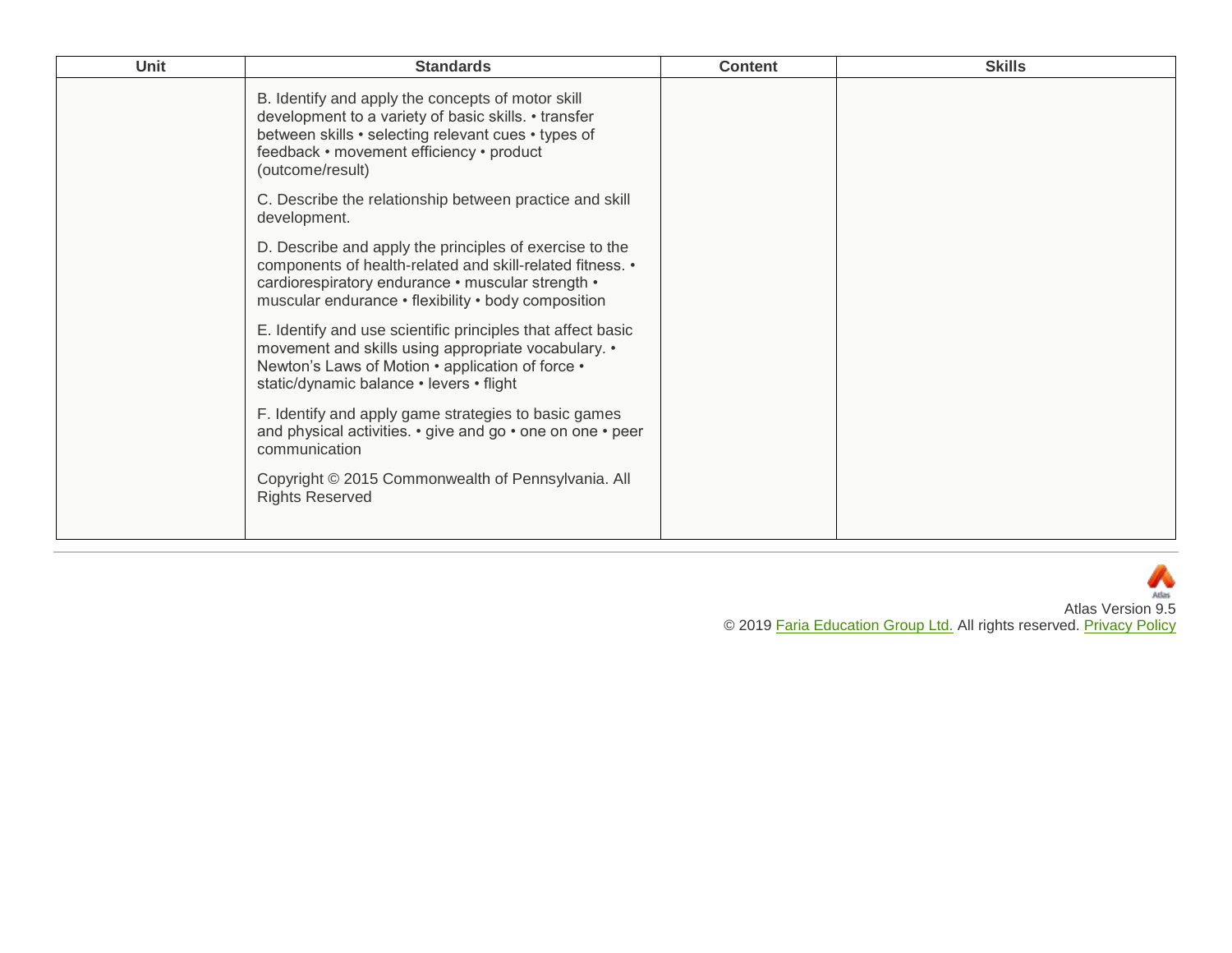| Unit | Standards | Content | Skills |
|---|---|---|---|
| | B. Identify and apply the concepts of motor skill development to a variety of basic skills. • transfer between skills • selecting relevant cues • types of feedback • movement efficiency • product (outcome/result)<br><br>C. Describe the relationship between practice and skill development.<br><br>D. Describe and apply the principles of exercise to the components of health-related and skill-related fitness. • cardiorespiratory endurance • muscular strength • muscular endurance • flexibility • body composition<br><br>E. Identify and use scientific principles that affect basic movement and skills using appropriate vocabulary. • Newton's Laws of Motion • application of force • static/dynamic balance • levers • flight<br><br>F. Identify and apply game strategies to basic games and physical activities. • give and go • one on one • peer communication<br><br>Copyright © 2015 Commonwealth of Pennsylvania. All Rights Reserved | | |

Atlas Version 9.5
© 2019 Faria Education Group Ltd. All rights reserved. Privacy Policy